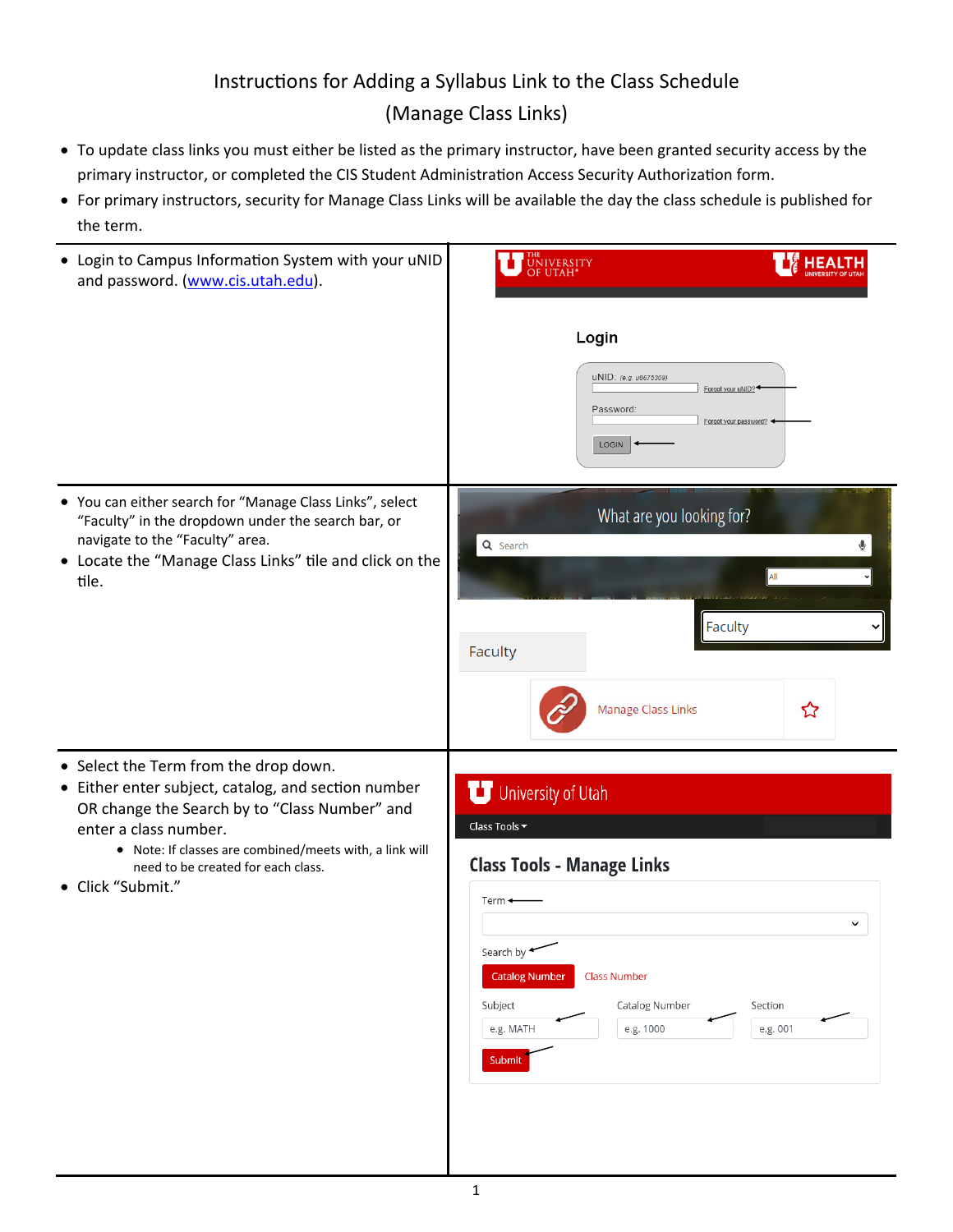# Instructions for Adding a Syllabus Link to the Class Schedule (Manage Class Links)

- To update class links you must either be listed as the primary instructor, have been granted security access by the primary instructor, or completed the CIS Student Administration Access Security Authorization form.
- For primary instructors, security for Manage Class Links will be available the day the class schedule is published for the term.

---

- Login to Campus Information System with your uNID and password. ([www.cis.utah.edu](www.cis.utah.edu)).

---

- You can either search for "Manage Class Links", select "Faculty" in the dropdown under the search bar, or navigate to the "Faculty" area.
- Locate the "Manage Class Links" tile and click on the tile.

---

- Select the Term from the drop down.
- Either enter subject, catalog, and section number OR change the Search by to "Class Number" and enter a class number.
    - Note: If classes are combined/meets with, a link will need to be created for each class.
- Click "Submit."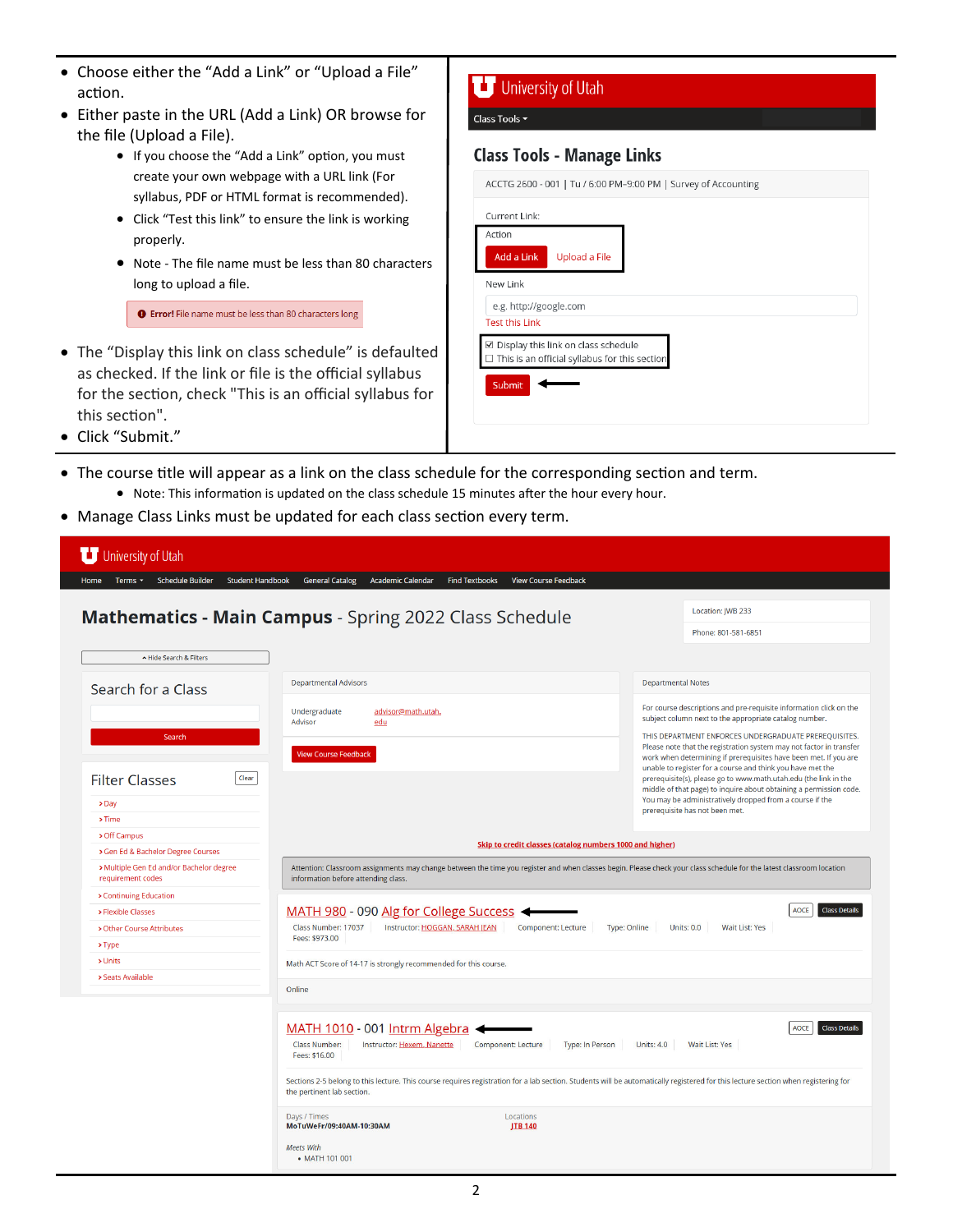- Choose either the “Add a Link” or “Upload a File” action.
- Either paste in the URL (Add a Link) OR browse for the file (Upload a File).
  - If you choose the “Add a Link” option, you must create your own webpage with a URL link (For syllabus, PDF or HTML format is recommended).
  - Click “Test this link” to ensure the link is working properly.
  - Note - The file name must be less than 80 characters long to upload a file.

Error! File name must be less than 80 characters long

- The “Display this link on class schedule” is defaulted as checked. If the link or file is the official syllabus for the section, check "This is an official syllabus for this section".
- Click “Submit.”

University of Utah

Class Tools

## Class Tools - Manage Links

ACCTG 2600 - 001 | Tu / 6:00 PM-9:00 PM | Survey of Accounting

Current Link:

Action

Add a Link | Upload a File

New Link

e.g. http://google.com

Test this Link

☑ Display this link on class schedule

☐ This is an official syllabus for this section

Submit

- The course title will appear as a link on the class schedule for the corresponding section and term.
  - Note: This information is updated on the class schedule 15 minutes after the hour every hour.
- Manage Class Links must be updated for each class section every term.

University of Utah

Home | Terms | Schedule Builder | Student Handbook | General Catalog | Academic Calendar | Find Textbooks | View Course Feedback

## Mathematics - Main Campus - Spring 2022 Class Schedule

Location: JWB 233

Phone: 801-581-6851

Hide Search & Filters

Search for a Class

Search

Filter Classes | Clear

- Day
- Time
- Off Campus
- Gen Ed & Bachelor Degree Courses
- Multiple Gen Ed and/or Bachelor degree requirement codes
- Continuing Education
- Flexible Classes
- Other Course Attributes
- Type
- Units
- Seats Available

Departmental Advisors

Undergraduate Advisor | advisor@math.utah.edu

View Course Feedback

Departmental Notes

For course descriptions and pre-requisite information click on the subject column next to the appropriate catalog number.

THIS DEPARTMENT ENFORCES UNDERGRADUATE PREREQUISITES. Please note that the registration system may not factor in transfer work when determining if prerequisites have been met. If you are unable to register for a course and think you have met the prerequisite(s), please go to www.math.utah.edu (the link in the middle of that page) to inquire about obtaining a permission code. You may be administratively dropped from a course if the prerequisite has not been met.

Skip to credit classes (catalog numbers 1000 and higher)

Attention: Classroom assignments may change between the time you register and when classes begin. Please check your class schedule for the latest classroom location information before attending class.

MATH 980 - 090 Alg for College Success

AOCE | Class Details

Class Number: 17037 | Instructor: HOGGAN, SARAH JEAN | Component: Lecture | Type: Online | Units: 0.0 | Wait List: Yes

Fees: $973.00

Math ACT Score of 14-17 is strongly recommended for this course.

Online

MATH 1010 - 001 Intrm Algebra

AOCE | Class Details

Class Number: | Instructor: Hexem, Nanette | Component: Lecture | Type: In Person | Units: 4.0 | Wait List: Yes

Fees: $16.00

Sections 2-5 belong to this lecture. This course requires registration for a lab section. Students will be automatically registered for this lecture section when registering for the pertinent lab section.

Days / Times: MoTuWeFr/09:40AM-10:30AM

Locations: JTB 140

*Meets With*

- MATH 101 001